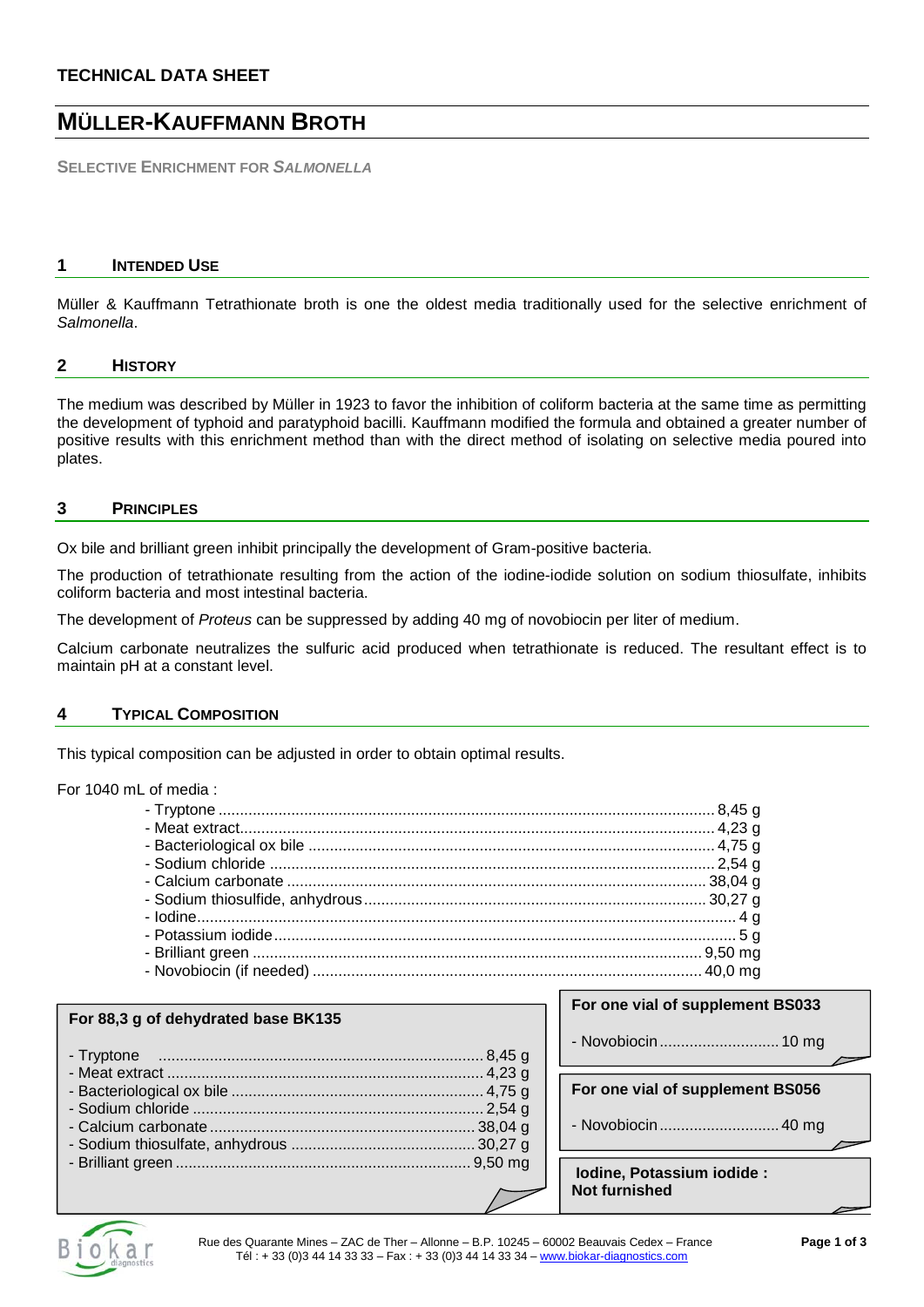**TECHNICAL DATA SHEET**

# MÜLLER-KAUFFMANN BROTH

**SELECTIVE ENRICHMENT FOR *SALMONELLA***

## 1 INTENDED USE

Müller & Kauffmann Tetrathionate broth is one the oldest media traditionally used for the selective enrichment of *Salmonella*.

## 2 HISTORY

The medium was described by Müller in 1923 to favor the inhibition of coliform bacteria at the same time as permitting the development of typhoid and paratyphoid bacilli. Kauffmann modified the formula and obtained a greater number of positive results with this enrichment method than with the direct method of isolating on selective media poured into plates.

## 3 PRINCIPLES

Ox bile and brilliant green inhibit principally the development of Gram-positive bacteria.

The production of tetrathionate resulting from the action of the iodine-iodide solution on sodium thiosulfate, inhibits coliform bacteria and most intestinal bacteria.

The development of *Proteus* can be suppressed by adding 40 mg of novobiocin per liter of medium.

Calcium carbonate neutralizes the sulfuric acid produced when tetrathionate is reduced. The resultant effect is to maintain pH at a constant level.

## 4 TYPICAL COMPOSITION

This typical composition can be adjusted in order to obtain optimal results.

For 1040 mL of media :

- Tryptone .......... 8,45 g
- Meat extract .......... 4,23 g
- Bacteriological ox bile .......... 4,75 g
- Sodium chloride .......... 2,54 g
- Calcium carbonate .......... 38,04 g
- Sodium thiosulfide, anhydrous .......... 30,27 g
- Iodine .......... 4 g
- Potassium iodide .......... 5 g
- Brilliant green .......... 9,50 mg
- Novobiocin (if needed) .......... 40,0 mg

**For 88,3 g of dehydrated base BK135**

- Tryptone .......... 8,45 g
- Meat extract .......... 4,23 g
- Bacteriological ox bile .......... 4,75 g
- Sodium chloride .......... 2,54 g
- Calcium carbonate .......... 38,04 g
- Sodium thiosulfate, anhydrous .......... 30,27 g
- Brilliant green .......... 9,50 mg

**For one vial of supplement BS033**

- Novobiocin .......... 10 mg

**For one vial of supplement BS056**

- Novobiocin .......... 40 mg

**Iodine, Potassium iodide : Not furnished**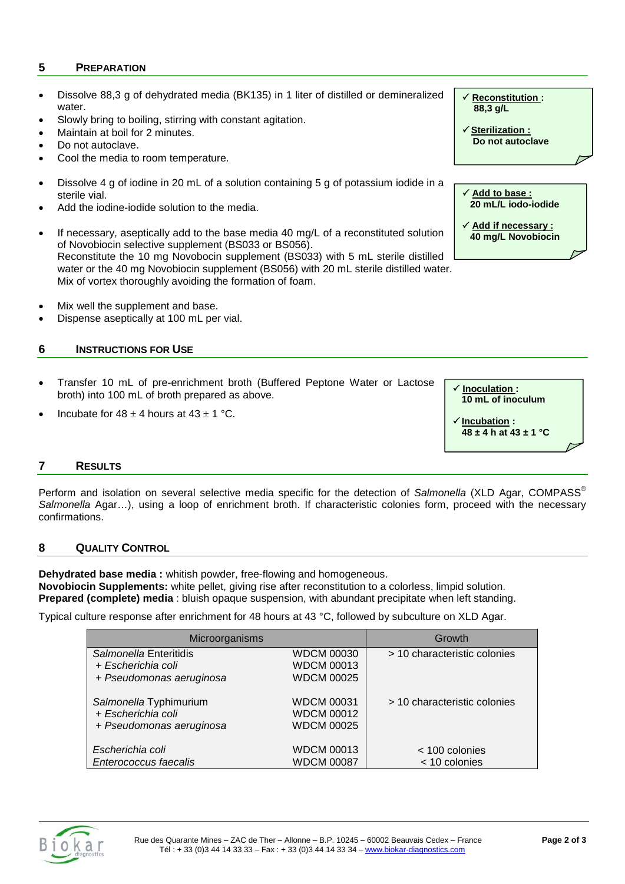## 5 PREPARATION

- Dissolve 88,3 g of dehydrated media (BK135) in 1 liter of distilled or demineralized water.
- Slowly bring to boiling, stirring with constant agitation.
- Maintain at boil for 2 minutes.
- Do not autoclave.
- Cool the media to room temperature.

> ✓ **Reconstitution :** **88,3 g/L**
>
> ✓ **Sterilization :** **Do not autoclave**

- Dissolve 4 g of iodine in 20 mL of a solution containing 5 g of potassium iodide in a sterile vial.
- Add the iodine-iodide solution to the media.
- If necessary, aseptically add to the base media 40 mg/L of a reconstituted solution of Novobiocin selective supplement (BS033 or BS056).  
  Reconstitute the 10 mg Novobocin supplement (BS033) with 5 mL sterile distilled water or the 40 mg Novobiocin supplement (BS056) with 20 mL sterile distilled water. Mix of vortex thoroughly avoiding the formation of foam.

> ✓ **Add to base :** **20 mL/L iodo-iodide**
>
> ✓ **Add if necessary :** **40 mg/L Novobiocin**

- Mix well the supplement and base.
- Dispense aseptically at 100 mL per vial.

## 6 INSTRUCTIONS FOR USE

- Transfer 10 mL of pre-enrichment broth (Buffered Peptone Water or Lactose broth) into 100 mL of broth prepared as above.
- Incubate for 48 ± 4 hours at 43 ± 1 °C.

> ✓ **Inoculation :** **10 mL of inoculum**
>
> ✓ **Incubation :** **48 ± 4 h at 43 ± 1 °C**

## 7 RESULTS

Perform and isolation on several selective media specific for the detection of *Salmonella* (XLD Agar, COMPASS® *Salmonella* Agar…), using a loop of enrichment broth. If characteristic colonies form, proceed with the necessary confirmations.

## 8 QUALITY CONTROL

**Dehydrated base media :** whitish powder, free-flowing and homogeneous.  
**Novobiocin Supplements:** white pellet, giving rise after reconstitution to a colorless, limpid solution.  
**Prepared (complete) media** : bluish opaque suspension, with abundant precipitate when left standing.

Typical culture response after enrichment for 48 hours at 43 °C, followed by subculture on XLD Agar.

| Microorganisms | | Growth |
|---|---|---|
| *Salmonella* Enteritidis<br>+ *Escherichia coli*<br>+ *Pseudomonas aeruginosa* | WDCM 00030<br>WDCM 00013<br>WDCM 00025 | > 10 characteristic colonies |
| *Salmonella* Typhimurium<br>+ *Escherichia coli*<br>+ *Pseudomonas aeruginosa* | WDCM 00031<br>WDCM 00012<br>WDCM 00025 | > 10 characteristic colonies |
| *Escherichia coli* | WDCM 00013 | < 100 colonies |
| *Enterococcus faecalis* | WDCM 00087 | < 10 colonies |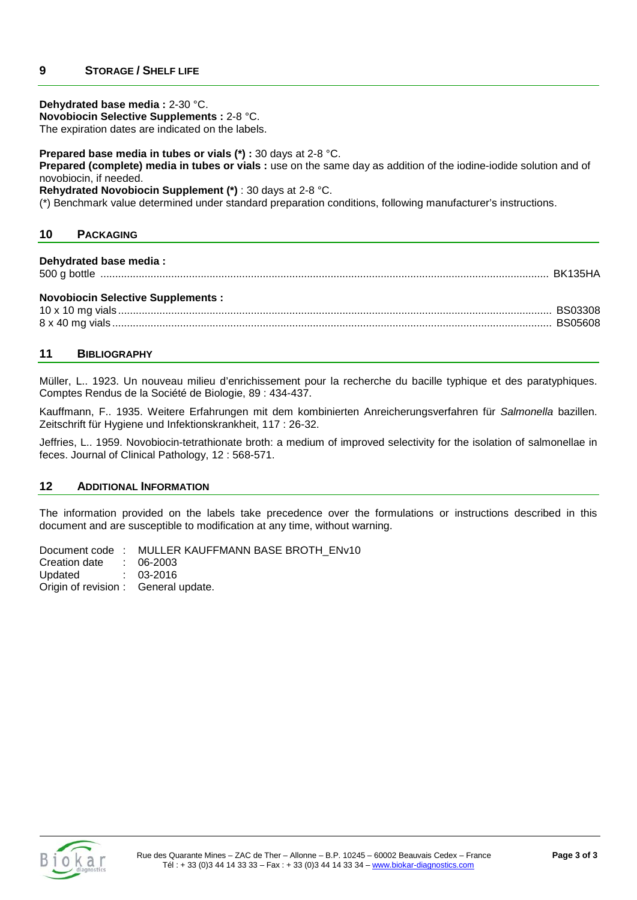## 9 STORAGE / SHELF LIFE

**Dehydrated base media :** 2-30 °C.
**Novobiocin Selective Supplements :** 2-8 °C.
The expiration dates are indicated on the labels.

**Prepared base media in tubes or vials (*) :** 30 days at 2-8 °C.
**Prepared (complete) media in tubes or vials :** use on the same day as addition of the iodine-iodide solution and of novobiocin, if needed.
**Rehydrated Novobiocin Supplement (*)** : 30 days at 2-8 °C.
(*) Benchmark value determined under standard preparation conditions, following manufacturer's instructions.

## 10 PACKAGING

**Dehydrated base media :**
500 g bottle ........................................................................ BK135HA

**Novobiocin Selective Supplements :**
10 x 10 mg vials ........................................................................ BS03308
8 x 40 mg vials ........................................................................ BS05608

## 11 BIBLIOGRAPHY

Müller, L.. 1923. Un nouveau milieu d'enrichissement pour la recherche du bacille typhique et des paratyphiques. Comptes Rendus de la Société de Biologie, 89 : 434-437.

Kauffmann, F.. 1935. Weitere Erfahrungen mit dem kombinierten Anreicherungsverfahren für *Salmonella* bazillen. Zeitschrift für Hygiene und Infektionskrankheit, 117 : 26-32.

Jeffries, L.. 1959. Novobiocin-tetrathionate broth: a medium of improved selectivity for the isolation of salmonellae in feces. Journal of Clinical Pathology, 12 : 568-571.

## 12 ADDITIONAL INFORMATION

The information provided on the labels take precedence over the formulations or instructions described in this document and are susceptible to modification at any time, without warning.

Document code : MULLER KAUFFMANN BASE BROTH_ENv10
Creation date : 06-2003
Updated : 03-2016
Origin of revision : General update.

Rue des Quarante Mines – ZAC de Ther – Allonne – B.P. 10245 – 60002 Beauvais Cedex – France
Tél : + 33 (0)3 44 14 33 33 – Fax : + 33 (0)3 44 14 33 34 – www.biokar-diagnostics.com